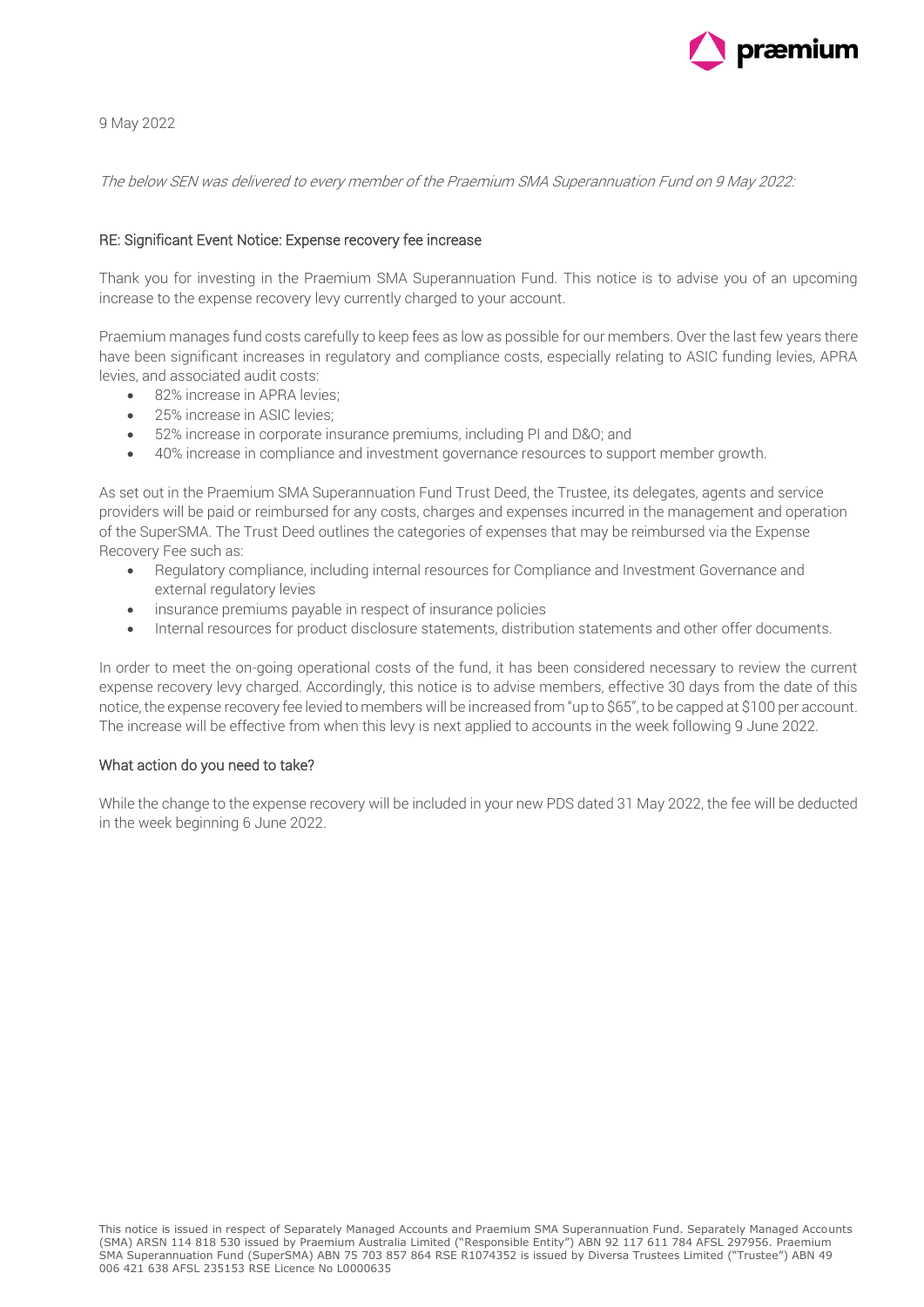9 May 2022

*The below SEN was delivered to every member of the Praemium SMA Superannuation Fund on 9 May 2022:*

### RE: Significant Event Notice: Expense recovery fee increase

Thank you for investing in the Praemium SMA Superannuation Fund. This notice is to advise you of an upcoming increase to the expense recovery levy currently charged to your account.

Praemium manages fund costs carefully to keep fees as low as possible for our members. Over the last few years there have been significant increases in regulatory and compliance costs, especially relating to ASIC funding levies, APRA levies, and associated audit costs:

- 82% increase in APRA levies;
- 25% increase in ASIC levies;
- 52% increase in corporate insurance premiums, including PI and D&O; and
- 40% increase in compliance and investment governance resources to support member growth.

As set out in the Praemium SMA Superannuation Fund Trust Deed, the Trustee, its delegates, agents and service providers will be paid or reimbursed for any costs, charges and expenses incurred in the management and operation of the SuperSMA. The Trust Deed outlines the categories of expenses that may be reimbursed via the Expense Recovery Fee such as:

- Regulatory compliance, including internal resources for Compliance and Investment Governance and external regulatory levies
- insurance premiums payable in respect of insurance policies
- Internal resources for product disclosure statements, distribution statements and other offer documents.

In order to meet the on-going operational costs of the fund, it has been considered necessary to review the current expense recovery levy charged. Accordingly, this notice is to advise members, effective 30 days from the date of this notice, the expense recovery fee levied to members will be increased from "up to $65", to be capped at $100 per account. The increase will be effective from when this levy is next applied to accounts in the week following 9 June 2022.

### What action do you need to take?

While the change to the expense recovery will be included in your new PDS dated 31 May 2022, the fee will be deducted in the week beginning 6 June 2022.

This notice is issued in respect of Separately Managed Accounts and Praemium SMA Superannuation Fund. Separately Managed Accounts (SMA) ARSN 114 818 530 issued by Praemium Australia Limited ("Responsible Entity") ABN 92 117 611 784 AFSL 297956. Praemium SMA Superannuation Fund (SuperSMA) ABN 75 703 857 864 RSE R1074352 is issued by Diversa Trustees Limited ("Trustee") ABN 49 006 421 638 AFSL 235153 RSE Licence No L0000635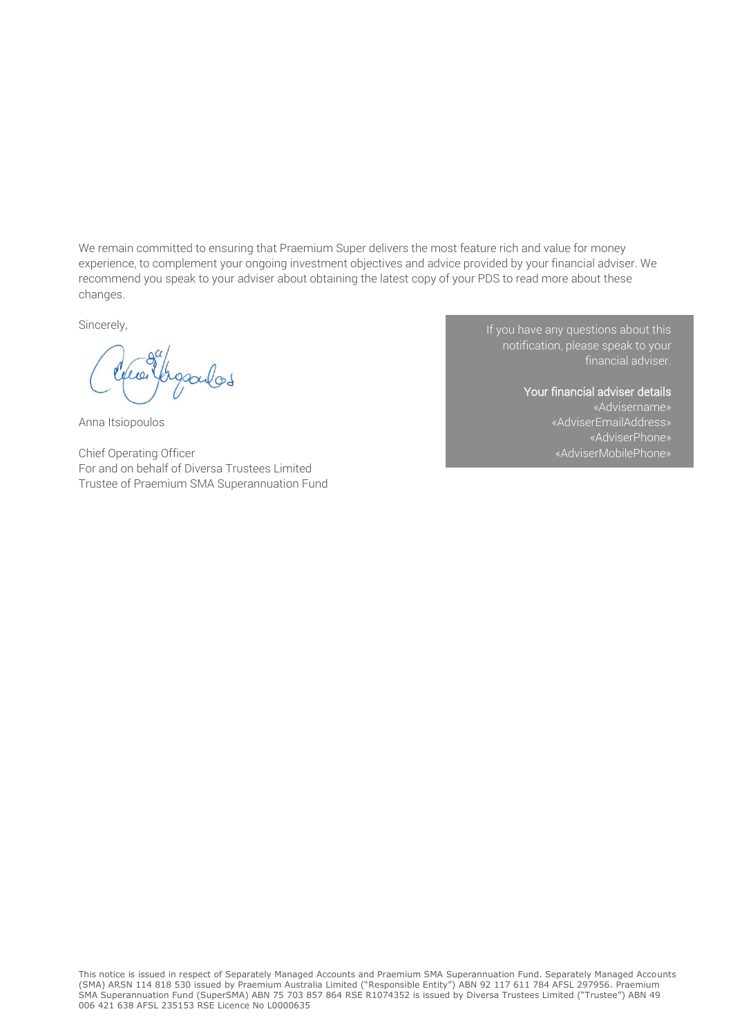We remain committed to ensuring that Praemium Super delivers the most feature rich and value for money experience, to complement your ongoing investment objectives and advice provided by your financial adviser. We recommend you speak to your adviser about obtaining the latest copy of your PDS to read more about these changes.

Sincerely,

Anna Itsiopoulos

Chief Operating Officer
For and on behalf of Diversa Trustees Limited
Trustee of Praemium SMA Superannuation Fund

If you have any questions about this notification, please speak to your financial adviser.

**Your financial adviser details**
«Advisername»
«AdviserEmailAddress»
«AdviserPhone»
«AdviserMobilePhone»

This notice is issued in respect of Separately Managed Accounts and Praemium SMA Superannuation Fund. Separately Managed Accounts (SMA) ARSN 114 818 530 issued by Praemium Australia Limited ("Responsible Entity") ABN 92 117 611 784 AFSL 297956. Praemium SMA Superannuation Fund (SuperSMA) ABN 75 703 857 864 RSE R1074352 is issued by Diversa Trustees Limited ("Trustee") ABN 49 006 421 638 AFSL 235153 RSE Licence No L0000635